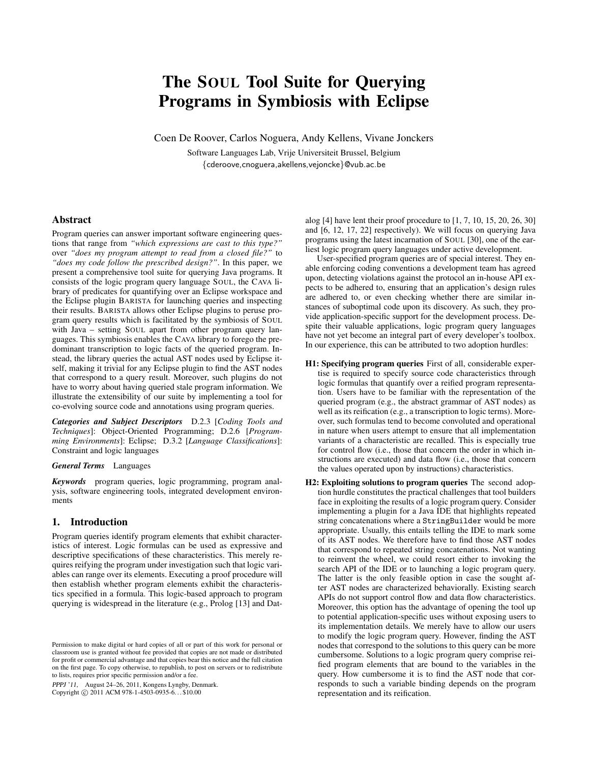# The SOUL Tool Suite for Querying Programs in Symbiosis with Eclipse

Coen De Roover, Carlos Noguera, Andy Kellens, Vivane Jonckers

Software Languages Lab, Vrije Universiteit Brussel, Belgium
{cderoove,cnoguera,akellens,vejoncke}@vub.ac.be

## Abstract

Program queries can answer important software engineering questions that range from *"which expressions are cast to this type?"* over *"does my program attempt to read from a closed file?"* to *"does my code follow the prescribed design?"*. In this paper, we present a comprehensive tool suite for querying Java programs. It consists of the logic program query language SOUL, the CAVA library of predicates for quantifying over an Eclipse workspace and the Eclipse plugin BARISTA for launching queries and inspecting their results. BARISTA allows other Eclipse plugins to peruse program query results which is facilitated by the symbiosis of SOUL with Java – setting SOUL apart from other program query languages. This symbiosis enables the CAVA library to forego the predominant transcription to logic facts of the queried program. Instead, the library queries the actual AST nodes used by Eclipse itself, making it trivial for any Eclipse plugin to find the AST nodes that correspond to a query result. Moreover, such plugins do not have to worry about having queried stale program information. We illustrate the extensibility of our suite by implementing a tool for co-evolving source code and annotations using program queries.

***Categories and Subject Descriptors*** D.2.3 [*Coding Tools and Techniques*]: Object-Oriented Programming; D.2.6 [*Programming Environments*]: Eclipse; D.3.2 [*Language Classifications*]: Constraint and logic languages

***General Terms*** Languages

***Keywords*** program queries, logic programming, program analysis, software engineering tools, integrated development environments

## 1. Introduction

Program queries identify program elements that exhibit characteristics of interest. Logic formulas can be used as expressive and descriptive specifications of these characteristics. This merely requires reifying the program under investigation such that logic variables can range over its elements. Executing a proof procedure will then establish whether program elements exhibit the characteristics specified in a formula. This logic-based approach to program querying is widespread in the literature (e.g., Prolog [13] and Datalog [4] have lent their proof procedure to [1, 7, 10, 15, 20, 26, 30] and [6, 12, 17, 22] respectively). We will focus on querying Java programs using the latest incarnation of SOUL [30], one of the earliest logic program query languages under active development.

User-specified program queries are of special interest. They enable enforcing coding conventions a development team has agreed upon, detecting violations against the protocol an in-house API expects to be adhered to, ensuring that an application's design rules are adhered to, or even checking whether there are similar instances of suboptimal code upon its discovery. As such, they provide application-specific support for the development process. Despite their valuable applications, logic program query languages have not yet become an integral part of every developer's toolbox. In our experience, this can be attributed to two adoption hurdles:

**H1: Specifying program queries** First of all, considerable expertise is required to specify source code characteristics through logic formulas that quantify over a reified program representation. Users have to be familiar with the representation of the queried program (e.g., the abstract grammar of AST nodes) as well as its reification (e.g., a transcription to logic terms). Moreover, such formulas tend to become convoluted and operational in nature when users attempt to ensure that all implementation variants of a characteristic are recalled. This is especially true for control flow (i.e., those that concern the order in which instructions are executed) and data flow (i.e., those that concern the values operated upon by instructions) characteristics.

**H2: Exploiting solutions to program queries** The second adoption hurdle constitutes the practical challenges that tool builders face in exploiting the results of a logic program query. Consider implementing a plugin for a Java IDE that highlights repeated string concatenations where a `StringBuilder` would be more appropriate. Usually, this entails telling the IDE to mark some of its AST nodes. We therefore have to find those AST nodes that correspond to repeated string concatenations. Not wanting to reinvent the wheel, we could resort either to invoking the search API of the IDE or to launching a logic program query. The latter is the only feasible option in case the sought after AST nodes are characterized behaviorally. Existing search APIs do not support control flow and data flow characteristics. Moreover, this option has the advantage of opening the tool up to potential application-specific uses without exposing users to its implementation details. We merely have to allow our users to modify the logic program query. However, finding the AST nodes that correspond to the solutions to this query can be more cumbersome. Solutions to a logic program query comprise reified program elements that are bound to the variables in the query. How cumbersome it is to find the AST node that corresponds to such a variable binding depends on the program representation and its reification.

Permission to make digital or hard copies of all or part of this work for personal or classroom use is granted without fee provided that copies are not made or distributed for profit or commercial advantage and that copies bear this notice and the full citation on the first page. To copy otherwise, to republish, to post on servers or to redistribute to lists, requires prior specific permission and/or a fee.

*PPPJ '11,* August 24–26, 2011, Kongens Lyngby, Denmark.
Copyright © 2011 ACM 978-1-4503-0935-6... $10.00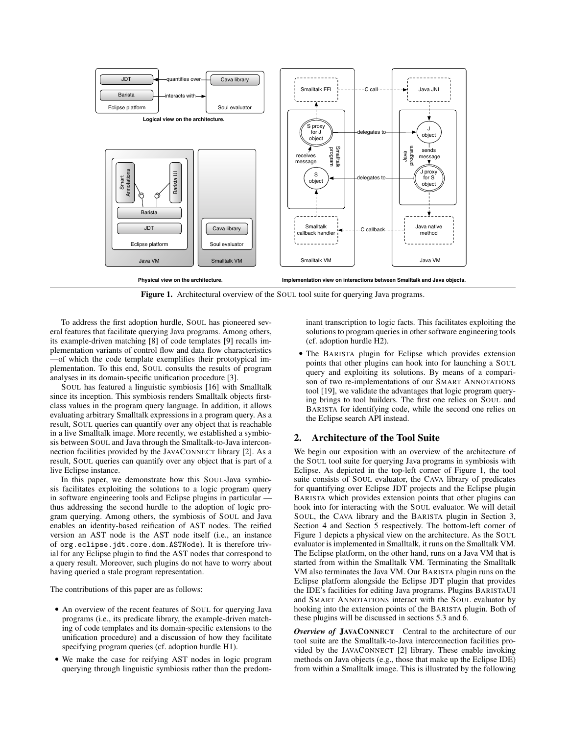**Figure 1.** Architectural overview of the SOUL tool suite for querying Java programs.

To address the first adoption hurdle, SOUL has pioneered several features that facilitate querying Java programs. Among others, its example-driven matching [8] of code templates [9] recalls implementation variants of control flow and data flow characteristics —of which the code template exemplifies their prototypical implementation. To this end, SOUL consults the results of program analyses in its domain-specific unification procedure [3].

SOUL has featured a linguistic symbiosis [16] with Smalltalk since its inception. This symbiosis renders Smalltalk objects first-class values in the program query language. In addition, it allows evaluating arbitrary Smalltalk expressions in a program query. As a result, SOUL queries can quantify over any object that is reachable in a live Smalltalk image. More recently, we established a symbiosis between SOUL and Java through the Smalltalk-to-Java interconnection facilities provided by the JAVACONNECT library [2]. As a result, SOUL queries can quantify over any object that is part of a live Eclipse instance.

In this paper, we demonstrate how this SOUL-Java symbiosis facilitates exploiting the solutions to a logic program query in software engineering tools and Eclipse plugins in particular — thus addressing the second hurdle to the adoption of logic program querying. Among others, the symbiosis of SOUL and Java enables an identity-based reification of AST nodes. The reified version an AST node is the AST node itself (i.e., an instance of `org.eclipse.jdt.core.dom.ASTNode`). It is therefore trivial for any Eclipse plugin to find the AST nodes that correspond to a query result. Moreover, such plugins do not have to worry about having queried a stale program representation.

The contributions of this paper are as follows:

- An overview of the recent features of SOUL for querying Java programs (i.e., its predicate library, the example-driven matching of code templates and its domain-specific extensions to the unification procedure) and a discussion of how they facilitate specifying program queries (cf. adoption hurdle H1).
- We make the case for reifying AST nodes in logic program querying through linguistic symbiosis rather than the predominant transcription to logic facts. This facilitates exploiting the solutions to program queries in other software engineering tools (cf. adoption hurdle H2).
- The BARISTA plugin for Eclipse which provides extension points that other plugins can hook into for launching a SOUL query and exploiting its solutions. By means of a comparison of two re-implementations of our SMART ANNOTATIONS tool [19], we validate the advantages that logic program querying brings to tool builders. The first one relies on SOUL and BARISTA for identifying code, while the second one relies on the Eclipse search API instead.

## 2. Architecture of the Tool Suite

We begin our exposition with an overview of the architecture of the SOUL tool suite for querying Java programs in symbiosis with Eclipse. As depicted in the top-left corner of Figure 1, the tool suite consists of SOUL evaluator, the CAVA library of predicates for quantifying over Eclipse JDT projects and the Eclipse plugin BARISTA which provides extension points that other plugins can hook into for interacting with the SOUL evaluator. We will detail SOUL, the CAVA library and the BARISTA plugin in Section 3, Section 4 and Section 5 respectively. The bottom-left corner of Figure 1 depicts a physical view on the architecture. As the SOUL evaluator is implemented in Smalltalk, it runs on the Smalltalk VM. The Eclipse platform, on the other hand, runs on a Java VM that is started from within the Smalltalk VM. Terminating the Smalltalk VM also terminates the Java VM. Our BARISTA plugin runs on the Eclipse platform alongside the Eclipse JDT plugin that provides the IDE's facilities for editing Java programs. Plugins BARISTAUI and SMART ANNOTATIONS interact with the SOUL evaluator by hooking into the extension points of the BARISTA plugin. Both of these plugins will be discussed in sections 5.3 and 6.

***Overview of* JAVACONNECT** Central to the architecture of our tool suite are the Smalltalk-to-Java interconnection facilities provided by the JAVACONNECT [2] library. These enable invoking methods on Java objects (e.g., those that make up the Eclipse IDE) from within a Smalltalk image. This is illustrated by the following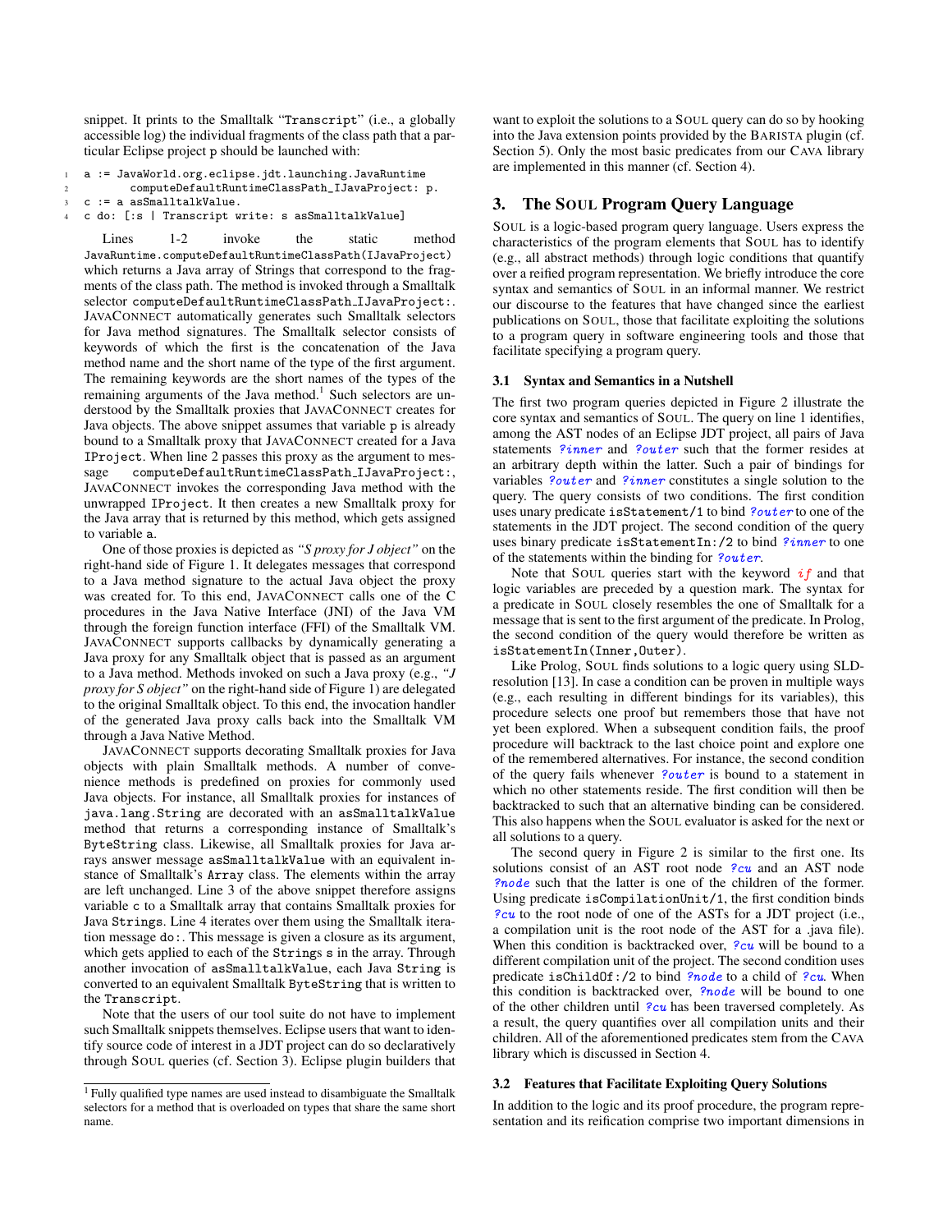snippet. It prints to the Smalltalk "Transcript" (i.e., a globally accessible log) the individual fragments of the class path that a particular Eclipse project p should be launched with:

```
1  a := JavaWorld.org.eclipse.jdt.launching.JavaRuntime
2          computeDefaultRuntimeClassPath_IJavaProject: p.
3  c := a asSmalltalkValue.
4  c do: [:s | Transcript write: s asSmalltalkValue]
```

Lines 1-2 invoke the static method `JavaRuntime.computeDefaultRuntimeClassPath(IJavaProject)` which returns a Java array of Strings that correspond to the fragments of the class path. The method is invoked through a Smalltalk selector `computeDefaultRuntimeClassPath_IJavaProject:`. JAVACONNECT automatically generates such Smalltalk selectors for Java method signatures. The Smalltalk selector consists of keywords of which the first is the concatenation of the Java method name and the short name of the type of the first argument. The remaining keywords are the short names of the types of the remaining arguments of the Java method.[1] Such selectors are understood by the Smalltalk proxies that JAVACONNECT creates for Java objects. The above snippet assumes that variable p is already bound to a Smalltalk proxy that JAVACONNECT created for a Java `IProject`. When line 2 passes this proxy as the argument to message `computeDefaultRuntimeClassPath_IJavaProject:`, JAVACONNECT invokes the corresponding Java method with the unwrapped `IProject`. It then creates a new Smalltalk proxy for the Java array that is returned by this method, which gets assigned to variable a.

One of those proxies is depicted as *"S proxy for J object"* on the right-hand side of Figure 1. It delegates messages that correspond to a Java method signature to the actual Java object the proxy was created for. To this end, JAVACONNECT calls one of the C procedures in the Java Native Interface (JNI) of the Java VM through the foreign function interface (FFI) of the Smalltalk VM. JAVACONNECT supports callbacks by dynamically generating a Java proxy for any Smalltalk object that is passed as an argument to a Java method. Methods invoked on such a Java proxy (e.g., *"J proxy for S object"* on the right-hand side of Figure 1) are delegated to the original Smalltalk object. To this end, the invocation handler of the generated Java proxy calls back into the Smalltalk VM through a Java Native Method.

JAVACONNECT supports decorating Smalltalk proxies for Java objects with plain Smalltalk methods. A number of convenience methods is predefined on proxies for commonly used Java objects. For instance, all Smalltalk proxies for instances of `java.lang.String` are decorated with an `asSmalltalkValue` method that returns a corresponding instance of Smalltalk's `ByteString` class. Likewise, all Smalltalk proxies for Java arrays answer message `asSmalltalkValue` with an equivalent instance of Smalltalk's `Array` class. The elements within the array are left unchanged. Line 3 of the above snippet therefore assigns variable c to a Smalltalk array that contains Smalltalk proxies for Java `Strings`. Line 4 iterates over them using the Smalltalk iteration message `do:`. This message is given a closure as its argument, which gets applied to each of the `Strings` s in the array. Through another invocation of `asSmalltalkValue`, each Java `String` is converted to an equivalent Smalltalk `ByteString` that is written to the `Transcript`.

Note that the users of our tool suite do not have to implement such Smalltalk snippets themselves. Eclipse users that want to identify source code of interest in a JDT project can do so declaratively through SOUL queries (cf. Section 3). Eclipse plugin builders that want to exploit the solutions to a SOUL query can do so by hooking into the Java extension points provided by the BARISTA plugin (cf. Section 5). Only the most basic predicates from our CAVA library are implemented in this manner (cf. Section 4).

[1] Fully qualified type names are used instead to disambiguate the Smalltalk selectors for a method that is overloaded on types that share the same short name.

## 3. The SOUL Program Query Language

SOUL is a logic-based program query language. Users express the characteristics of the program elements that SOUL has to identify (e.g., all abstract methods) through logic conditions that quantify over a reified program representation. We briefly introduce the core syntax and semantics of SOUL in an informal manner. We restrict our discourse to the features that have changed since the earliest publications on SOUL, those that facilitate exploiting the solutions to a program query in software engineering tools and those that facilitate specifying a program query.

### 3.1 Syntax and Semantics in a Nutshell

The first two program queries depicted in Figure 2 illustrate the core syntax and semantics of SOUL. The query on line 1 identifies, among the AST nodes of an Eclipse JDT project, all pairs of Java statements *?inner* and *?outer* such that the former resides at an arbitrary depth within the latter. Such a pair of bindings for variables *?outer* and *?inner* constitutes a single solution to the query. The query consists of two conditions. The first condition uses unary predicate `isStatement/1` to bind *?outer* to one of the statements in the JDT project. The second condition of the query uses binary predicate `isStatementIn:/2` to bind *?inner* to one of the statements within the binding for *?outer*.

Note that SOUL queries start with the keyword *if* and that logic variables are preceded by a question mark. The syntax for a predicate in SOUL closely resembles the one of Smalltalk for a message that is sent to the first argument of the predicate. In Prolog, the second condition of the query would therefore be written as `isStatementIn(Inner,Outer)`.

Like Prolog, SOUL finds solutions to a logic query using SLD-resolution [13]. In case a condition can be proven in multiple ways (e.g., each resulting in different bindings for its variables), this procedure selects one proof but remembers those that have not yet been explored. When a subsequent condition fails, the proof procedure will backtrack to the last choice point and explore one of the remembered alternatives. For instance, the second condition of the query fails whenever *?outer* is bound to a statement in which no other statements reside. The first condition will then be backtracked to such that an alternative binding can be considered. This also happens when the SOUL evaluator is asked for the next or all solutions to a query.

The second query in Figure 2 is similar to the first one. Its solutions consist of an AST root node *?cu* and an AST node *?node* such that the latter is one of the children of the former. Using predicate `isCompilationUnit/1`, the first condition binds *?cu* to the root node of one of the ASTs for a JDT project (i.e., a compilation unit is the root node of the AST for a .java file). When this condition is backtracked over, *?cu* will be bound to a different compilation unit of the project. The second condition uses predicate `isChildOf:/2` to bind *?node* to a child of *?cu*. When this condition is backtracked over, *?node* will be bound to one of the other children until *?cu* has been traversed completely. As a result, the query quantifies over all compilation units and their children. All of the aforementioned predicates stem from the CAVA library which is discussed in Section 4.

### 3.2 Features that Facilitate Exploiting Query Solutions

In addition to the logic and its proof procedure, the program representation and its reification comprise two important dimensions in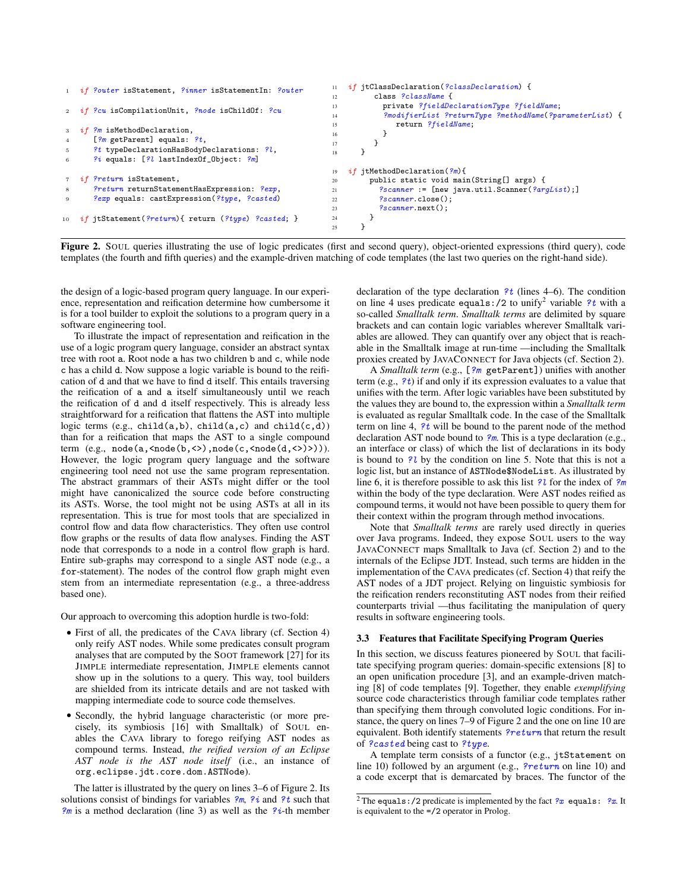```
1  if ?outer isStatement, ?inner isStatementIn: ?outer

2  if ?cu isCompilationUnit, ?node isChildOf: ?cu

3  if ?m isMethodDeclaration,
4     [?m getParent] equals: ?t,
5     ?t typeDeclarationHasBodyDeclarations: ?l,
6     ?i equals: [?l lastIndexOf_Object: ?m]

7  if ?return isStatement,
8     ?return returnStatementHasExpression: ?exp,
9     ?exp equals: castExpression(?type, ?casted)

10 if jtStatement(?return){ return (?type) ?casted; }
```

```
11 if jtClassDeclaration(?classDeclaration) {
12      class ?className {
13        private ?fieldDeclarationType ?fieldName;
14        ?modifierList ?returnType ?methodName(?parameterList) {
15           return ?fieldName;
16        }
17      }
18   }

19 if jtMethodDeclaration(?m){
20      public static void main(String[] args) {
21        ?scanner := [new java.util.Scanner(?argList);]
22        ?scanner.close();
23        ?scanner.next();
24      }
25   }
```

**Figure 2.** SOUL queries illustrating the use of logic predicates (first and second query), object-oriented expressions (third query), code templates (the fourth and fifth queries) and the example-driven matching of code templates (the last two queries on the right-hand side).

the design of a logic-based program query language. In our experience, representation and reification determine how cumbersome it is for a tool builder to exploit the solutions to a program query in a software engineering tool.

To illustrate the impact of representation and reification in the use of a logic program query language, consider an abstract syntax tree with root a. Root node a has two children b and c, while node c has a child d. Now suppose a logic variable is bound to the reification of d and that we have to find d itself. This entails traversing the reification of a and a itself simultaneously until we reach the reification of d and d itself respectively. This is already less straightforward for a reification that flattens the AST into multiple logic terms (e.g., `child(a,b)`, `child(a,c)` and `child(c,d)`) than for a reification that maps the AST to a single compound term (e.g., `node(a,<node(b,<>),node(c,<node(d,<>)>)>)`). However, the logic program query language and the software engineering tool need not use the same program representation. The abstract grammars of their ASTs might differ or the tool might have canonicalized the source code before constructing its ASTs. Worse, the tool might not be using ASTs at all in its representation. This is true for most tools that are specialized in control flow and data flow characteristics. They often use control flow graphs or the results of data flow analyses. Finding the AST node that corresponds to a node in a control flow graph is hard. Entire sub-graphs may correspond to a single AST node (e.g., a `for`-statement). The nodes of the control flow graph might even stem from an intermediate representation (e.g., a three-address based one).

Our approach to overcoming this adoption hurdle is two-fold:

- First of all, the predicates of the CAVA library (cf. Section 4) only reify AST nodes. While some predicates consult program analyses that are computed by the SOOT framework [27] for its JIMPLE intermediate representation, JIMPLE elements cannot show up in the solutions to a query. This way, tool builders are shielded from its intricate details and are not tasked with mapping intermediate code to source code themselves.
- Secondly, the hybrid language characteristic (or more precisely, its symbiosis [16] with Smalltalk) of SOUL enables the CAVA library to forego reifying AST nodes as compound terms. Instead, *the reified version of an Eclipse AST node is the AST node itself* (i.e., an instance of `org.eclipse.jdt.core.dom.ASTNode`).

The latter is illustrated by the query on lines 3–6 of Figure 2. Its solutions consist of bindings for variables *?m*, *?i* and *?t* such that *?m* is a method declaration (line 3) as well as the *?i*-th member declaration of the type declaration *?t* (lines 4–6). The condition on line 4 uses predicate `equals:/2` to unify[2] variable *?t* with a so-called *Smalltalk term*. *Smalltalk terms* are delimited by square brackets and can contain logic variables wherever Smalltalk variables are allowed. They can quantify over any object that is reachable in the Smalltalk image at run-time —including the Smalltalk proxies created by JAVACONNECT for Java objects (cf. Section 2).

A *Smalltalk term* (e.g., `[?m getParent]`) unifies with another term (e.g., *?t*) if and only if its expression evaluates to a value that unifies with the term. After logic variables have been substituted by the values they are bound to, the expression within a *Smalltalk term* is evaluated as regular Smalltalk code. In the case of the Smalltalk term on line 4, *?t* will be bound to the parent node of the method declaration AST node bound to *?m*. This is a type declaration (e.g., an interface or class) of which the list of declarations in its body is bound to *?l* by the condition on line 5. Note that this is not a logic list, but an instance of `ASTNode$NodeList`. As illustrated by line 6, it is therefore possible to ask this list *?l* for the index of *?m* within the body of the type declaration. Were AST nodes reified as compound terms, it would not have been possible to query them for their context within the program through method invocations.

Note that *Smalltalk terms* are rarely used directly in queries over Java programs. Indeed, they expose SOUL users to the way JAVACONNECT maps Smalltalk to Java (cf. Section 2) and to the internals of the Eclipse JDT. Instead, such terms are hidden in the implementation of the CAVA predicates (cf. Section 4) that reify the AST nodes of a JDT project. Relying on linguistic symbiosis for the reification renders reconstituting AST nodes from their reified counterparts trivial —thus facilitating the manipulation of query results in software engineering tools.

### 3.3 Features that Facilitate Specifying Program Queries

In this section, we discuss features pioneered by SOUL that facilitate specifying program queries: domain-specific extensions [8] to an open unification procedure [3], and an example-driven matching [8] of code templates [9]. Together, they enable *exemplifying* source code characteristics through familiar code templates rather than specifying them through convoluted logic conditions. For instance, the query on lines 7–9 of Figure 2 and the one on line 10 are equivalent. Both identify statements *?return* that return the result of *?casted* being cast to *?type*.

A template term consists of a functor (e.g., `jtStatement` on line 10) followed by an argument (e.g., *?return* on line 10) and a code excerpt that is demarcated by braces. The functor of the

[2] The `equals:/2` predicate is implemented by the fact *?x* `equals:` *?x*. It is equivalent to the `=/2` operator in Prolog.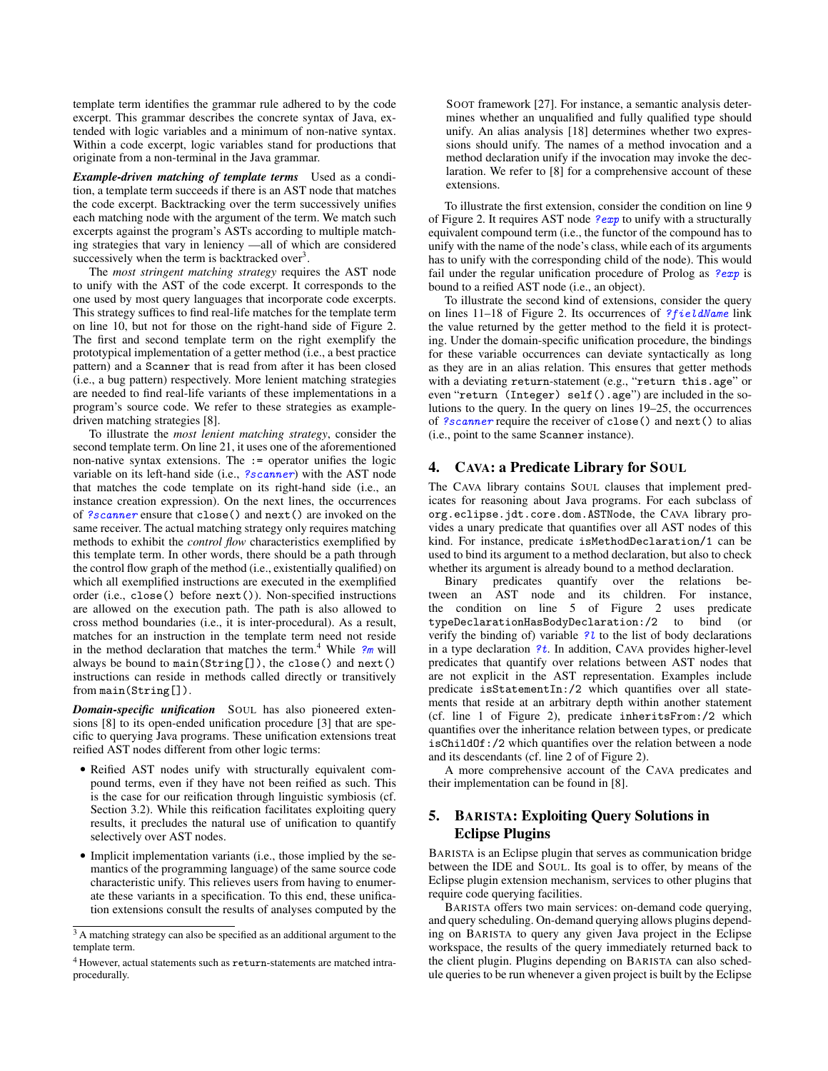template term identifies the grammar rule adhered to by the code excerpt. This grammar describes the concrete syntax of Java, extended with logic variables and a minimum of non-native syntax. Within a code excerpt, logic variables stand for productions that originate from a non-terminal in the Java grammar.

***Example-driven matching of template terms*** Used as a condition, a template term succeeds if there is an AST node that matches the code excerpt. Backtracking over the term successively unifies each matching node with the argument of the term. We match such excerpts against the program's ASTs according to multiple matching strategies that vary in leniency —all of which are considered successively when the term is backtracked over[3].

The *most stringent matching strategy* requires the AST node to unify with the AST of the code excerpt. It corresponds to the one used by most query languages that incorporate code excerpts. This strategy suffices to find real-life matches for the template term on line 10, but not for those on the right-hand side of Figure 2. The first and second template term on the right exemplify the prototypical implementation of a getter method (i.e., a best practice pattern) and a `Scanner` that is read from after it has been closed (i.e., a bug pattern) respectively. More lenient matching strategies are needed to find real-life variants of these implementations in a program's source code. We refer to these strategies as example-driven matching strategies [8].

To illustrate the *most lenient matching strategy*, consider the second template term. On line 21, it uses one of the aforementioned non-native syntax extensions. The `:=` operator unifies the logic variable on its left-hand side (i.e., *?scanner*) with the AST node that matches the code template on its right-hand side (i.e., an instance creation expression). On the next lines, the occurrences of *?scanner* ensure that `close()` and `next()` are invoked on the same receiver. The actual matching strategy only requires matching methods to exhibit the *control flow* characteristics exemplified by this template term. In other words, there should be a path through the control flow graph of the method (i.e., existentially qualified) on which all exemplified instructions are executed in the exemplified order (i.e., `close()` before `next()`). Non-specified instructions are allowed on the execution path. The path is also allowed to cross method boundaries (i.e., it is inter-procedural). As a result, matches for an instruction in the template term need not reside in the method declaration that matches the term.[4] While *?m* will always be bound to `main(String[])`, the `close()` and `next()` instructions can reside in methods called directly or transitively from `main(String[])`.

***Domain-specific unification*** SOUL has also pioneered extensions [8] to its open-ended unification procedure [3] that are specific to querying Java programs. These unification extensions treat reified AST nodes different from other logic terms:

- Reified AST nodes unify with structurally equivalent compound terms, even if they have not been reified as such. This is the case for our reification through linguistic symbiosis (cf. Section 3.2). While this reification facilitates exploiting query results, it precludes the natural use of unification to quantify selectively over AST nodes.
- Implicit implementation variants (i.e., those implied by the semantics of the programming language) of the same source code characteristic unify. This relieves users from having to enumerate these variants in a specification. To this end, these unification extensions consult the results of analyses computed by the SOOT framework [27]. For instance, a semantic analysis determines whether an unqualified and fully qualified type should unify. An alias analysis [18] determines whether two expressions should unify. The names of a method invocation and a method declaration unify if the invocation may invoke the declaration. We refer to [8] for a comprehensive account of these extensions.

To illustrate the first extension, consider the condition on line 9 of Figure 2. It requires AST node *?exp* to unify with a structurally equivalent compound term (i.e., the functor of the compound has to unify with the name of the node's class, while each of its arguments has to unify with the corresponding child of the node). This would fail under the regular unification procedure of Prolog as *?exp* is bound to a reified AST node (i.e., an object).

To illustrate the second kind of extensions, consider the query on lines 11–18 of Figure 2. Its occurrences of *?fieldName* link the value returned by the getter method to the field it is protecting. Under the domain-specific unification procedure, the bindings for these variable occurrences can deviate syntactically as long as they are in an alias relation. This ensures that getter methods with a deviating `return`-statement (e.g., "`return this.age`" or even "`return (Integer) self().age`") are included in the solutions to the query. In the query on lines 19–25, the occurrences of *?scanner* require the receiver of `close()` and `next()` to alias (i.e., point to the same `Scanner` instance).

## 4. CAVA: a Predicate Library for SOUL

The CAVA library contains SOUL clauses that implement predicates for reasoning about Java programs. For each subclass of `org.eclipse.jdt.core.dom.ASTNode`, the CAVA library provides a unary predicate that quantifies over all AST nodes of this kind. For instance, predicate `isMethodDeclaration/1` can be used to bind its argument to a method declaration, but also to check whether its argument is already bound to a method declaration.

Binary predicates quantify over the relations between an AST node and its children. For instance, the condition on line 5 of Figure 2 uses predicate `typeDeclarationHasBodyDeclaration:/2` to bind (or verify the binding of) variable *?l* to the list of body declarations in a type declaration *?t*. In addition, CAVA provides higher-level predicates that quantify over other relations between AST nodes that are not explicit in the AST representation. Examples include predicate `isStatementIn:/2` which quantifies over all statements that reside at an arbitrary depth within another statement (cf. line 1 of Figure 2), predicate `inheritsFrom:/2` which quantifies over the inheritance relation between types, or predicate `isChildOf:/2` which quantifies over the relation between a node and its descendants (cf. line 2 of of Figure 2).

A more comprehensive account of the CAVA predicates and their implementation can be found in [8].

## 5. BARISTA: Exploiting Query Solutions in Eclipse Plugins

BARISTA is an Eclipse plugin that serves as communication bridge between the IDE and SOUL. Its goal is to offer, by means of the Eclipse plugin extension mechanism, services to other plugins that require code querying facilities.

BARISTA offers two main services: on-demand code querying, and query scheduling. On-demand querying allows plugins depending on BARISTA to query any given Java project in the Eclipse workspace, the results of the query immediately returned back to the client plugin. Plugins depending on BARISTA can also schedule queries to be run whenever a given project is built by the Eclipse

[3] A matching strategy can also be specified as an additional argument to the template term.

[4] However, actual statements such as `return`-statements are matched intra-procedurally.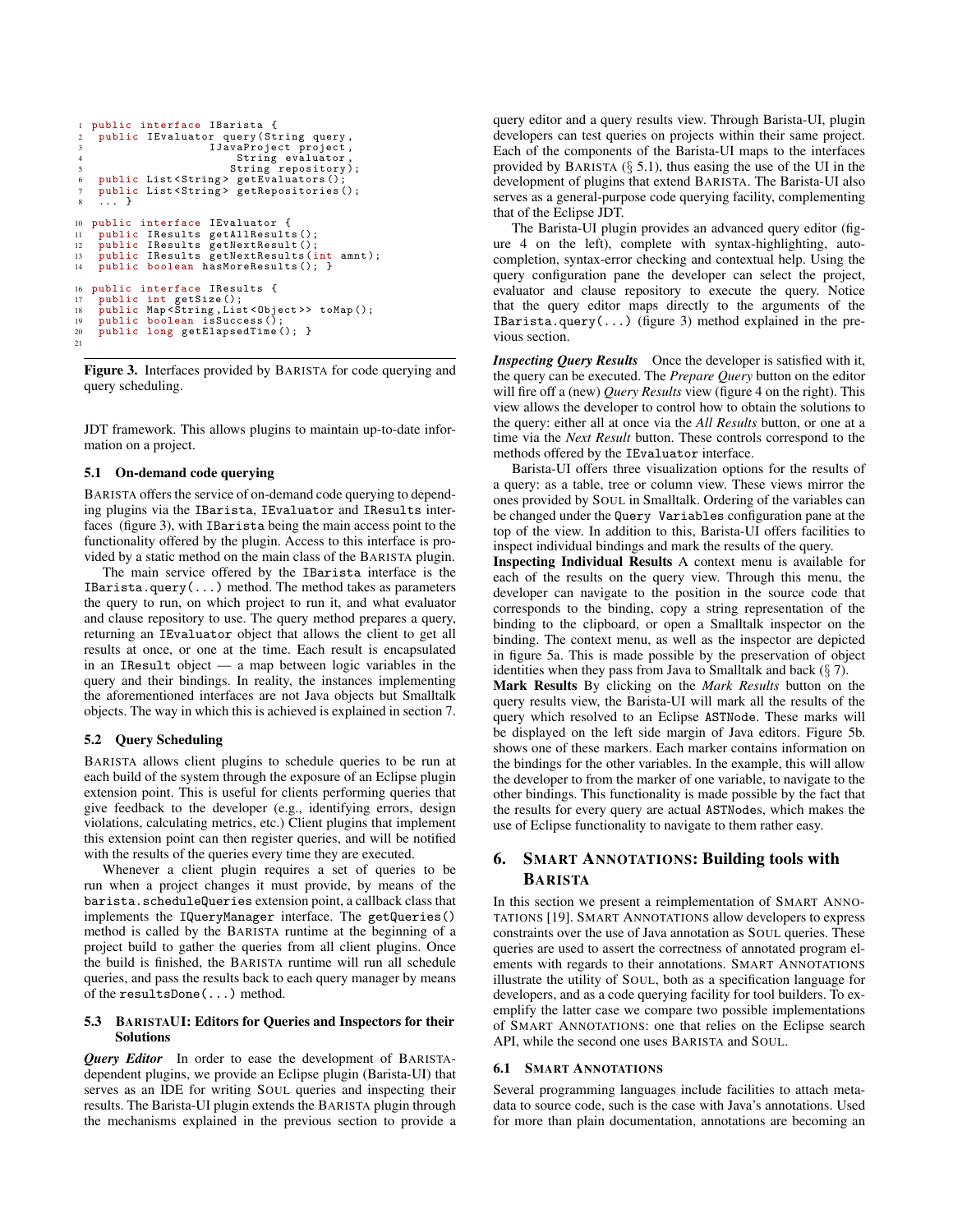```
public interface IBarista {
 public IEvaluator query(String query,
                   IJavaProject project,
                       String evaluator,
                      String repository);
 public List<String> getEvaluators();
 public List<String> getRepositories();
 ... }

public interface IEvaluator {
 public IResults getAllResults();
 public IResults getNextResult();
 public IResults getNextResults(int amnt);
 public boolean hasMoreResults(); }

public interface IResults {
 public int getSize();
 public Map<String,List<Object>> toMap();
 public boolean isSuccess();
 public long getElapsedTime(); }
```

**Figure 3.** Interfaces provided by BARISTA for code querying and query scheduling.

JDT framework. This allows plugins to maintain up-to-date information on a project.

### 5.1 On-demand code querying

BARISTA offers the service of on-demand code querying to depending plugins via the `IBarista`, `IEvaluator` and `IResults` interfaces (figure 3), with `IBarista` being the main access point to the functionality offered by the plugin. Access to this interface is provided by a static method on the main class of the BARISTA plugin.

The main service offered by the `IBarista` interface is the `IBarista.query(...)` method. The method takes as parameters the query to run, on which project to run it, and what evaluator and clause repository to use. The query method prepares a query, returning an `IEvaluator` object that allows the client to get all results at once, or one at the time. Each result is encapsulated in an `IResult` object — a map between logic variables in the query and their bindings. In reality, the instances implementing the aforementioned interfaces are not Java objects but Smalltalk objects. The way in which this is achieved is explained in section 7.

### 5.2 Query Scheduling

BARISTA allows client plugins to schedule queries to be run at each build of the system through the exposure of an Eclipse plugin extension point. This is useful for clients performing queries that give feedback to the developer (e.g., identifying errors, design violations, calculating metrics, etc.) Client plugins that implement this extension point can then register queries, and will be notified with the results of the queries every time they are executed.

Whenever a client plugin requires a set of queries to be run when a project changes it must provide, by means of the `barista.scheduleQueries` extension point, a callback class that implements the `IQueryManager` interface. The `getQueries()` method is called by the BARISTA runtime at the beginning of a project build to gather the queries from all client plugins. Once the build is finished, the BARISTA runtime will run all schedule queries, and pass the results back to each query manager by means of the `resultsDone(...)` method.

### 5.3 BARISTAUI: Editors for Queries and Inspectors for their Solutions

***Query Editor*** In order to ease the development of BARISTA-dependent plugins, we provide an Eclipse plugin (Barista-UI) that serves as an IDE for writing SOUL queries and inspecting their results. The Barista-UI plugin extends the BARISTA plugin through the mechanisms explained in the previous section to provide a query editor and a query results view. Through Barista-UI, plugin developers can test queries on projects within their same project. Each of the components of the Barista-UI maps to the interfaces provided by BARISTA (§ 5.1), thus easing the use of the UI in the development of plugins that extend BARISTA. The Barista-UI also serves as a general-purpose code querying facility, complementing that of the Eclipse JDT.

The Barista-UI plugin provides an advanced query editor (figure 4 on the left), complete with syntax-highlighting, auto-completion, syntax-error checking and contextual help. Using the query configuration pane the developer can select the project, evaluator and clause repository to execute the query. Notice that the query editor maps directly to the arguments of the `IBarista.query(...)` (figure 3) method explained in the previous section.

***Inspecting Query Results*** Once the developer is satisfied with it, the query can be executed. The *Prepare Query* button on the editor will fire off a (new) *Query Results* view (figure 4 on the right). This view allows the developer to control how to obtain the solutions to the query: either all at once via the *All Results* button, or one at a time via the *Next Result* button. These controls correspond to the methods offered by the `IEvaluator` interface.

Barista-UI offers three visualization options for the results of a query: as a table, tree or column view. These views mirror the ones provided by SOUL in Smalltalk. Ordering of the variables can be changed under the `Query Variables` configuration pane at the top of the view. In addition to this, Barista-UI offers facilities to inspect individual bindings and mark the results of the query.

**Inspecting Individual Results** A context menu is available for each of the results on the query view. Through this menu, the developer can navigate to the position in the source code that corresponds to the binding, copy a string representation of the binding to the clipboard, or open a Smalltalk inspector on the binding. The context menu, as well as the inspector are depicted in figure 5a. This is made possible by the preservation of object identities when they pass from Java to Smalltalk and back (§ 7).

**Mark Results** By clicking on the *Mark Results* button on the query results view, the Barista-UI will mark all the results of the query which resolved to an Eclipse `ASTNode`. These marks will be displayed on the left side margin of Java editors. Figure 5b. shows one of these markers. Each marker contains information on the bindings for the other variables. In the example, this will allow the developer to from the marker of one variable, to navigate to the other bindings. This functionality is made possible by the fact that the results for every query are actual `ASTNode`s, which makes the use of Eclipse functionality to navigate to them rather easy.

## 6. SMART ANNOTATIONS: Building tools with BARISTA

In this section we present a reimplementation of SMART ANNOTATIONS [19]. SMART ANNOTATIONS allow developers to express constraints over the use of Java annotation as SOUL queries. These queries are used to assert the correctness of annotated program elements with regards to their annotations. SMART ANNOTATIONS illustrate the utility of SOUL, both as a specification language for developers, and as a code querying facility for tool builders. To exemplify the latter case we compare two possible implementations of SMART ANNOTATIONS: one that relies on the Eclipse search API, while the second one uses BARISTA and SOUL.

### 6.1 SMART ANNOTATIONS

Several programming languages include facilities to attach meta-data to source code, such is the case with Java's annotations. Used for more than plain documentation, annotations are becoming an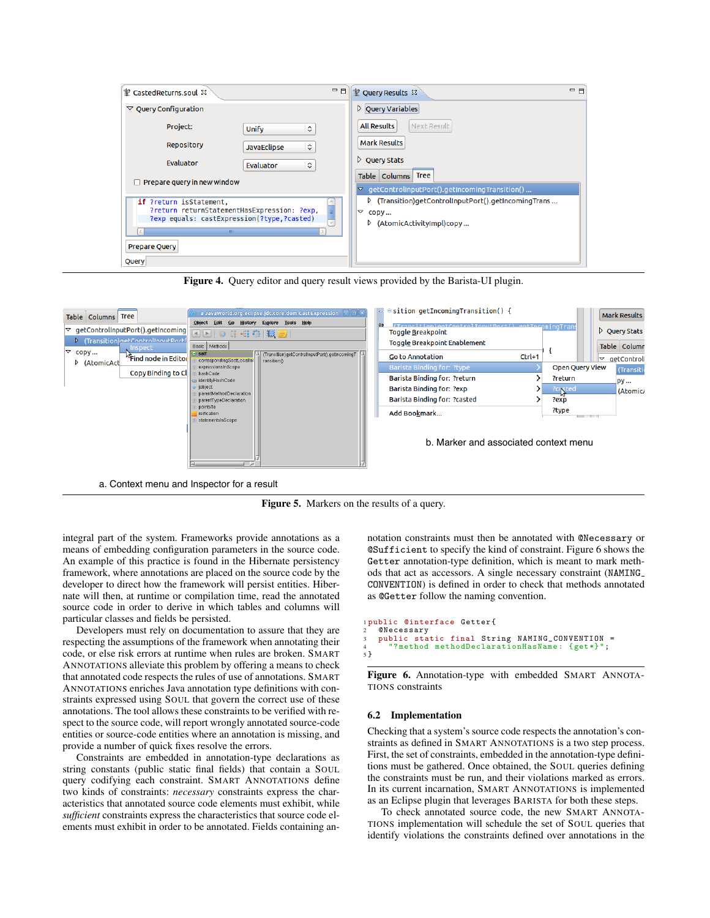**Figure 4.** Query editor and query result views provided by the Barista-UI plugin.

a. Context menu and Inspector for a result

b. Marker and associated context menu

**Figure 5.** Markers on the results of a query.

integral part of the system. Frameworks provide annotations as a means of embedding configuration parameters in the source code. An example of this practice is found in the Hibernate persistency framework, where annotations are placed on the source code by the developer to direct how the framework will persist entities. Hibernate will then, at runtime or compilation time, read the annotated source code in order to derive in which tables and columns will particular classes and fields be persisted.

Developers must rely on documentation to assure that they are respecting the assumptions of the framework when annotating their code, or else risk errors at runtime when rules are broken. SMART ANNOTATIONS alleviate this problem by offering a means to check that annotated code respects the rules of use of annotations. SMART ANNOTATIONS enriches Java annotation type definitions with constraints expressed using SOUL that govern the correct use of these annotations. The tool allows these constraints to be verified with respect to the source code, will report wrongly annotated source-code entities or source-code entities where an annotation is missing, and provide a number of quick fixes resolve the errors.

Constraints are embedded in annotation-type declarations as string constants (public static final fields) that contain a SOUL query codifying each constraint. SMART ANNOTATIONS define two kinds of constraints: *necessary* constraints express the characteristics that annotated source code elements must exhibit, while *sufficient* constraints express the characteristics that source code elements must exhibit in order to be annotated. Fields containing annotation constraints must then be annotated with `@Necessary` or `@Sufficient` to specify the kind of constraint. Figure 6 shows the `Getter` annotation-type definition, which is meant to mark methods that act as accessors. A single necessary constraint (`NAMING_CONVENTION`) is defined in order to check that methods annotated as `@Getter` follow the naming convention.

```
1 public @interface Getter{
2   @Necessary
3   public static final String NAMING_CONVENTION =
4     "?method methodDeclarationHasName: {get*}";
5 }
```

**Figure 6.** Annotation-type with embedded SMART ANNOTATIONS constraints

### 6.2 Implementation

Checking that a system's source code respects the annotation's constraints as defined in SMART ANNOTATIONS is a two step process. First, the set of constraints, embedded in the annotation-type definitions must be gathered. Once obtained, the SOUL queries defining the constraints must be run, and their violations marked as errors. In its current incarnation, SMART ANNOTATIONS is implemented as an Eclipse plugin that leverages BARISTA for both these steps.

To check annotated source code, the new SMART ANNOTATIONS implementation will schedule the set of SOUL queries that identify violations the constraints defined over annotations in the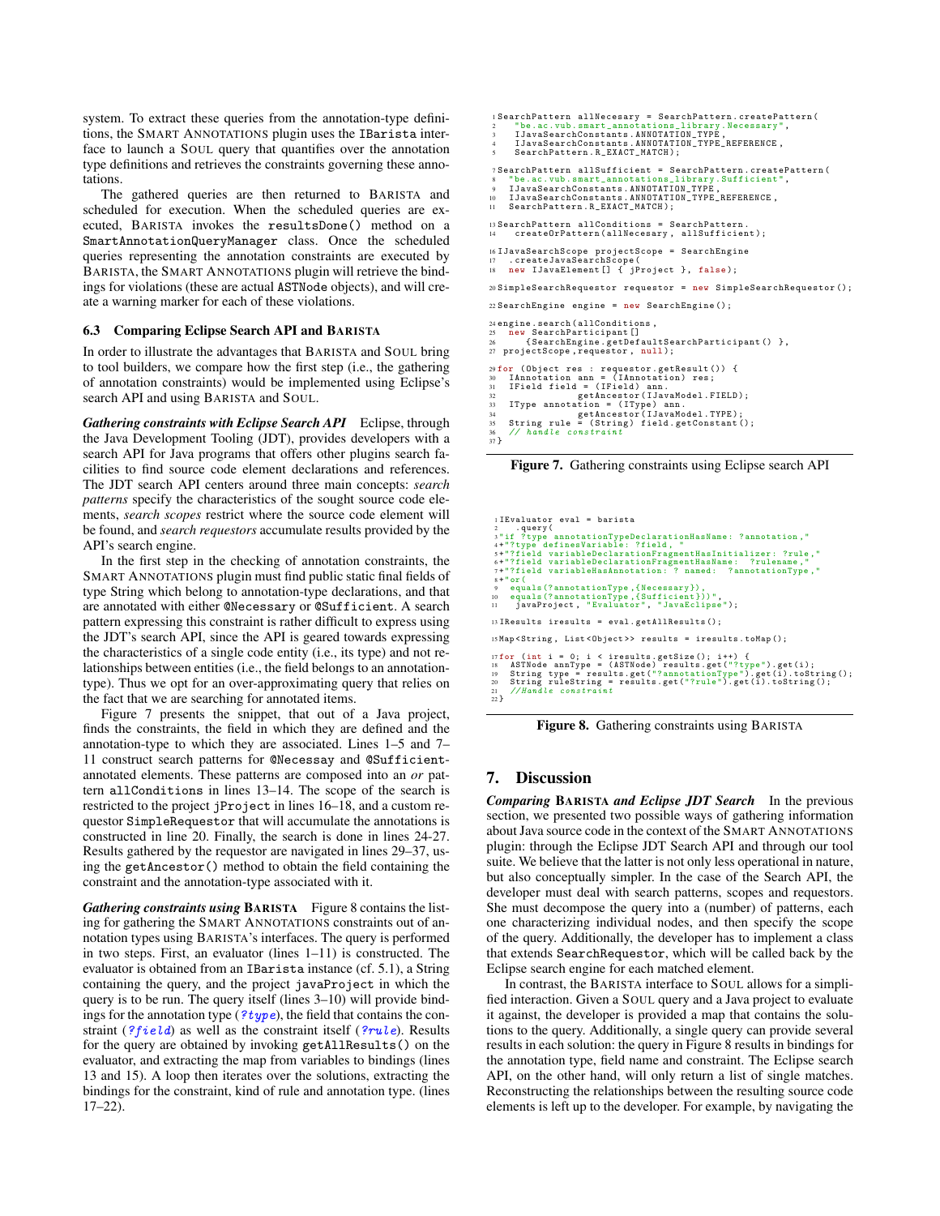system. To extract these queries from the annotation-type definitions, the SMART ANNOTATIONS plugin uses the IBarista interface to launch a SOUL query that quantifies over the annotation type definitions and retrieves the constraints governing these annotations.

The gathered queries are then returned to BARISTA and scheduled for execution. When the scheduled queries are executed, BARISTA invokes the resultsDone() method on a SmartAnnotationQueryManager class. Once the scheduled queries representing the annotation constraints are executed by BARISTA, the SMART ANNOTATIONS plugin will retrieve the bindings for violations (these are actual ASTNode objects), and will create a warning marker for each of these violations.

### 6.3 Comparing Eclipse Search API and BARISTA

In order to illustrate the advantages that BARISTA and SOUL bring to tool builders, we compare how the first step (i.e., the gathering of annotation constraints) would be implemented using Eclipse's search API and using BARISTA and SOUL.

***Gathering constraints with Eclipse Search API*** Eclipse, through the Java Development Tooling (JDT), provides developers with a search API for Java programs that offers other plugins search facilities to find source code element declarations and references. The JDT search API centers around three main concepts: *search patterns* specify the characteristics of the sought source code elements, *search scopes* restrict where the source code element will be found, and *search requestors* accumulate results provided by the API's search engine.

In the first step in the checking of annotation constraints, the SMART ANNOTATIONS plugin must find public static final fields of type String which belong to annotation-type declarations, and that are annotated with either @Necessary or @Sufficient. A search pattern expressing this constraint is rather difficult to express using the JDT's search API, since the API is geared towards expressing the characteristics of a single code entity (i.e., its type) and not relationships between entities (i.e., the field belongs to an annotation-type). Thus we opt for an over-approximating query that relies on the fact that we are searching for annotated items.

Figure 7 presents the snippet, that out of a Java project, finds the constraints, the field in which they are defined and the annotation-type to which they are associated. Lines 1–5 and 7–11 construct search patterns for @Necessay and @Sufficient-annotated elements. These patterns are composed into an *or* pattern allConditions in lines 13–14. The scope of the search is restricted to the project jProject in lines 16–18, and a custom requestor SimpleRequestor that will accumulate the annotations is constructed in line 20. Finally, the search is done in lines 24-27. Results gathered by the requestor are navigated in lines 29–37, using the getAncestor() method to obtain the field containing the constraint and the annotation-type associated with it.

***Gathering constraints using BARISTA*** Figure 8 contains the listing for gathering the SMART ANNOTATIONS constraints out of annotation types using BARISTA's interfaces. The query is performed in two steps. First, an evaluator (lines 1–11) is constructed. The evaluator is obtained from an IBarista instance (cf. 5.1), a String containing the query, and the project javaProject in which the query is to be run. The query itself (lines 3–10) will provide bindings for the annotation type (*?type*), the field that contains the constraint (*?field*) as well as the constraint itself (*?rule*). Results for the query are obtained by invoking getAllResults() on the evaluator, and extracting the map from variables to bindings (lines 13 and 15). A loop then iterates over the solutions, extracting the bindings for the constraint, kind of rule and annotation type. (lines 17–22).

```
1 SearchPattern allNecesary = SearchPattern.createPattern(
2   "be.ac.vub.smart_annotations_library.Necessary",
3   IJavaSearchConstants.ANNOTATION_TYPE,
4   IJavaSearchConstants.ANNOTATION_TYPE_REFERENCE,
5   SearchPattern.R_EXACT_MATCH);

7 SearchPattern allSufficient = SearchPattern.createPattern(
8  "be.ac.vub.smart_annotations_library.Sufficient",
9  IJavaSearchConstants.ANNOTATION_TYPE,
10 IJavaSearchConstants.ANNOTATION_TYPE_REFERENCE,
11 SearchPattern.R_EXACT_MATCH);

13 SearchPattern allConditions = SearchPattern.
14   createOrPattern(allNecesary, allSufficient);

16 IJavaSearchScope projectScope = SearchEngine
17  .createJavaSearchScope(
18  new IJavaElement[] { jProject }, false);

20 SimpleSearchRequestor requestor = new SimpleSearchRequestor();

22 SearchEngine engine = new SearchEngine();

24 engine.search(allConditions,
25   new SearchParticipant[]
26      {SearchEngine.getDefaultSearchParticipant() },
27  projectScope,requestor, null);

29 for (Object res : requestor.getResult()) {
30   IAnnotation ann = (IAnnotation) res;
31   IField field = (IField) ann.
32               getAncestor(IJavaModel.FIELD);
33   IType annotation = (IType) ann.
34               getAncestor(IJavaModel.TYPE);
35   String rule = (String) field.getConstant();
36   // handle constraint
37 }
```

**Figure 7.** Gathering constraints using Eclipse search API

```
1 IEvaluator eval = barista
2   .query(
3 "if ?type annotationTypeDeclarationHasName: ?annotation,"
4 +"?type definesVariable: ?field, "
5 +"?field variableDeclarationFragmentHasInitializer: ?rule,"
6 +"?field variableDeclarationFragmentHasName:  ?rulename,"
7 +"?field variableHasAnnotation: ? named:  ?annotationType,"
8 +"or(
9   equals(?annotationType,{Necessary}),
10  equals(?annotationType,{Sufficient}))",
11   javaProject, "Evaluator", "JavaEclipse");

13 IResults iresults = eval.getAllResults();

15 Map<String, List<Object>> results = iresults.toMap();

17 for (int i = 0; i < iresults.getSize(); i++) {
18   ASTNode annType = (ASTNode) results.get("?type").get(i);
19   String type = results.get("?annotationType").get(i).toString();
20   String ruleString = results.get("?rule").get(i).toString();
21   //Handle constraint
22 }
```

**Figure 8.** Gathering constraints using BARISTA

## 7. Discussion

***Comparing BARISTA and Eclipse JDT Search*** In the previous section, we presented two possible ways of gathering information about Java source code in the context of the SMART ANNOTATIONS plugin: through the Eclipse JDT Search API and through our tool suite. We believe that the latter is not only less operational in nature, but also conceptually simpler. In the case of the Search API, the developer must deal with search patterns, scopes and requestors. She must decompose the query into a (number) of patterns, each one characterizing individual nodes, and then specify the scope of the query. Additionally, the developer has to implement a class that extends SearchRequestor, which will be called back by the Eclipse search engine for each matched element.

In contrast, the BARISTA interface to SOUL allows for a simplified interaction. Given a SOUL query and a Java project to evaluate it against, the developer is provided a map that contains the solutions to the query. Additionally, a single query can provide several results in each solution: the query in Figure 8 results in bindings for the annotation type, field name and constraint. The Eclipse search API, on the other hand, will only return a list of single matches. Reconstructing the relationships between the resulting source code elements is left up to the developer. For example, by navigating the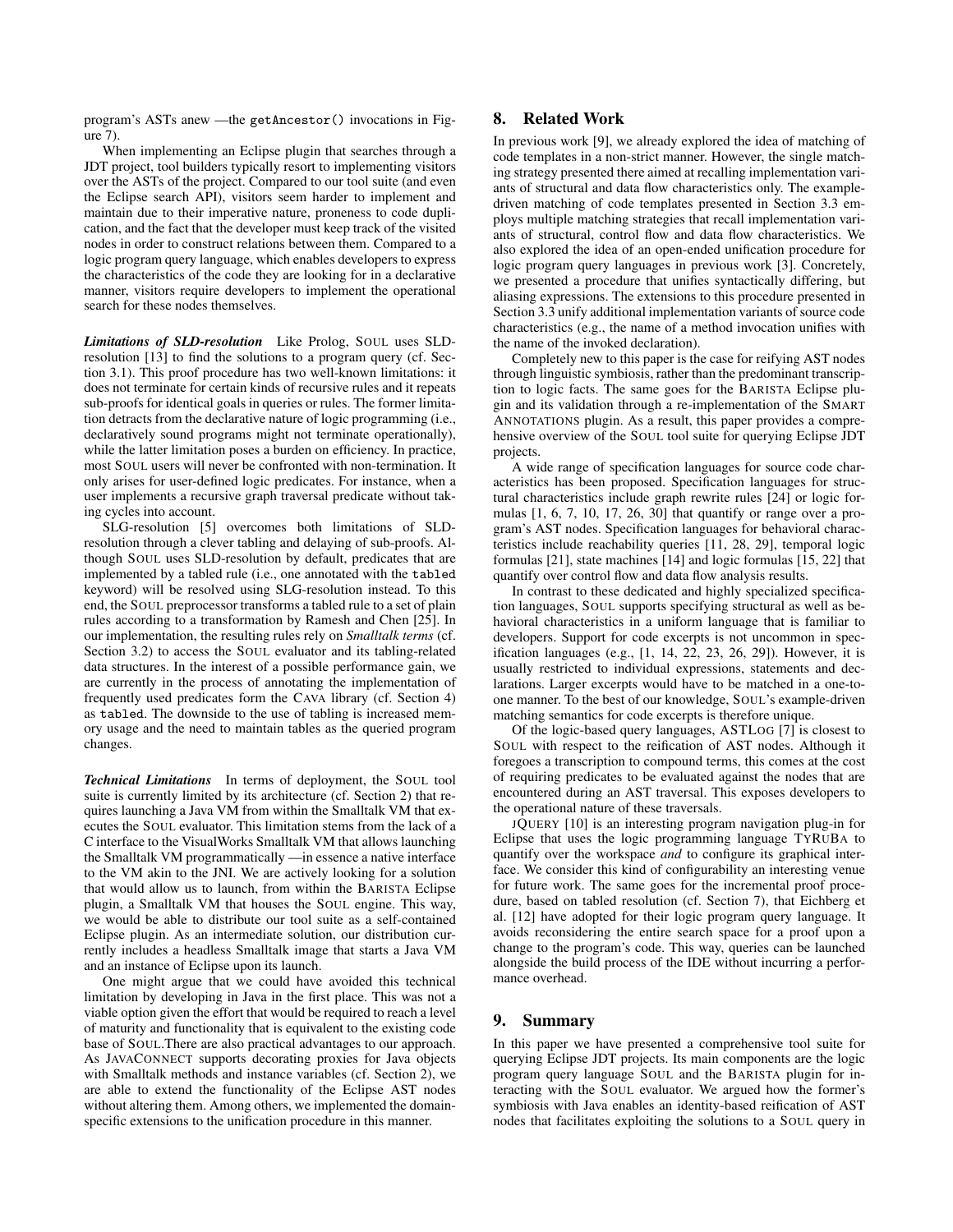program's ASTs anew —the `getAncestor()` invocations in Figure 7).

When implementing an Eclipse plugin that searches through a JDT project, tool builders typically resort to implementing visitors over the ASTs of the project. Compared to our tool suite (and even the Eclipse search API), visitors seem harder to implement and maintain due to their imperative nature, proneness to code duplication, and the fact that the developer must keep track of the visited nodes in order to construct relations between them. Compared to a logic program query language, which enables developers to express the characteristics of the code they are looking for in a declarative manner, visitors require developers to implement the operational search for these nodes themselves.

***Limitations of SLD-resolution*** Like Prolog, SOUL uses SLD-resolution [13] to find the solutions to a program query (cf. Section 3.1). This proof procedure has two well-known limitations: it does not terminate for certain kinds of recursive rules and it repeats sub-proofs for identical goals in queries or rules. The former limitation detracts from the declarative nature of logic programming (i.e., declaratively sound programs might not terminate operationally), while the latter limitation poses a burden on efficiency. In practice, most SOUL users will never be confronted with non-termination. It only arises for user-defined logic predicates. For instance, when a user implements a recursive graph traversal predicate without taking cycles into account.

SLG-resolution [5] overcomes both limitations of SLD-resolution through a clever tabling and delaying of sub-proofs. Although SOUL uses SLD-resolution by default, predicates that are implemented by a tabled rule (i.e., one annotated with the `tabled` keyword) will be resolved using SLG-resolution instead. To this end, the SOUL preprocessor transforms a tabled rule to a set of plain rules according to a transformation by Ramesh and Chen [25]. In our implementation, the resulting rules rely on *Smalltalk terms* (cf. Section 3.2) to access the SOUL evaluator and its tabling-related data structures. In the interest of a possible performance gain, we are currently in the process of annotating the implementation of frequently used predicates form the CAVA library (cf. Section 4) as `tabled`. The downside to the use of tabling is increased memory usage and the need to maintain tables as the queried program changes.

***Technical Limitations*** In terms of deployment, the SOUL tool suite is currently limited by its architecture (cf. Section 2) that requires launching a Java VM from within the Smalltalk VM that executes the SOUL evaluator. This limitation stems from the lack of a C interface to the VisualWorks Smalltalk VM that allows launching the Smalltalk VM programmatically —in essence a native interface to the VM akin to the JNI. We are actively looking for a solution that would allow us to launch, from within the BARISTA Eclipse plugin, a Smalltalk VM that houses the SOUL engine. This way, we would be able to distribute our tool suite as a self-contained Eclipse plugin. As an intermediate solution, our distribution currently includes a headless Smalltalk image that starts a Java VM and an instance of Eclipse upon its launch.

One might argue that we could have avoided this technical limitation by developing in Java in the first place. This was not a viable option given the effort that would be required to reach a level of maturity and functionality that is equivalent to the existing code base of SOUL.There are also practical advantages to our approach. As JAVACONNECT supports decorating proxies for Java objects with Smalltalk methods and instance variables (cf. Section 2), we are able to extend the functionality of the Eclipse AST nodes without altering them. Among others, we implemented the domain-specific extensions to the unification procedure in this manner.

## 8. Related Work

In previous work [9], we already explored the idea of matching of code templates in a non-strict manner. However, the single matching strategy presented there aimed at recalling implementation variants of structural and data flow characteristics only. The example-driven matching of code templates presented in Section 3.3 employs multiple matching strategies that recall implementation variants of structural, control flow and data flow characteristics. We also explored the idea of an open-ended unification procedure for logic program query languages in previous work [3]. Concretely, we presented a procedure that unifies syntactically differing, but aliasing expressions. The extensions to this procedure presented in Section 3.3 unify additional implementation variants of source code characteristics (e.g., the name of a method invocation unifies with the name of the invoked declaration).

Completely new to this paper is the case for reifying AST nodes through linguistic symbiosis, rather than the predominant transcription to logic facts. The same goes for the BARISTA Eclipse plugin and its validation through a re-implementation of the SMART ANNOTATIONS plugin. As a result, this paper provides a comprehensive overview of the SOUL tool suite for querying Eclipse JDT projects.

A wide range of specification languages for source code characteristics has been proposed. Specification languages for structural characteristics include graph rewrite rules [24] or logic formulas [1, 6, 7, 10, 17, 26, 30] that quantify or range over a program's AST nodes. Specification languages for behavioral characteristics include reachability queries [11, 28, 29], temporal logic formulas [21], state machines [14] and logic formulas [15, 22] that quantify over control flow and data flow analysis results.

In contrast to these dedicated and highly specialized specification languages, SOUL supports specifying structural as well as behavioral characteristics in a uniform language that is familiar to developers. Support for code excerpts is not uncommon in specification languages (e.g., [1, 14, 22, 23, 26, 29]). However, it is usually restricted to individual expressions, statements and declarations. Larger excerpts would have to be matched in a one-to-one manner. To the best of our knowledge, SOUL's example-driven matching semantics for code excerpts is therefore unique.

Of the logic-based query languages, ASTLOG [7] is closest to SOUL with respect to the reification of AST nodes. Although it foregoes a transcription to compound terms, this comes at the cost of requiring predicates to be evaluated against the nodes that are encountered during an AST traversal. This exposes developers to the operational nature of these traversals.

JQUERY [10] is an interesting program navigation plug-in for Eclipse that uses the logic programming language TYRUBA to quantify over the workspace *and* to configure its graphical interface. We consider this kind of configurability an interesting venue for future work. The same goes for the incremental proof procedure, based on tabled resolution (cf. Section 7), that Eichberg et al. [12] have adopted for their logic program query language. It avoids reconsidering the entire search space for a proof upon a change to the program's code. This way, queries can be launched alongside the build process of the IDE without incurring a performance overhead.

## 9. Summary

In this paper we have presented a comprehensive tool suite for querying Eclipse JDT projects. Its main components are the logic program query language SOUL and the BARISTA plugin for interacting with the SOUL evaluator. We argued how the former's symbiosis with Java enables an identity-based reification of AST nodes that facilitates exploiting the solutions to a SOUL query in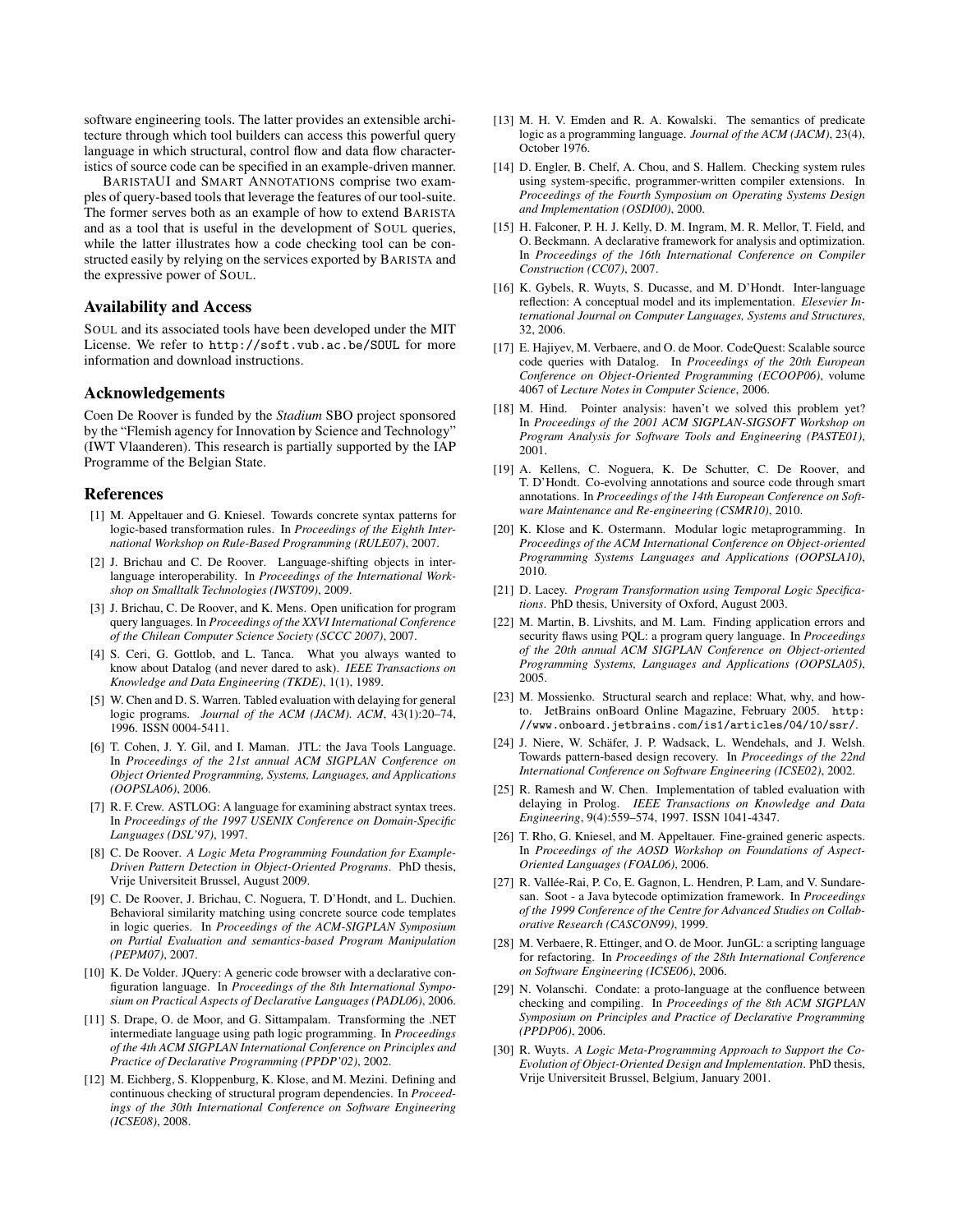software engineering tools. The latter provides an extensible architecture through which tool builders can access this powerful query language in which structural, control flow and data flow characteristics of source code can be specified in an example-driven manner.

BARISTAUI and SMART ANNOTATIONS comprise two examples of query-based tools that leverage the features of our tool-suite. The former serves both as an example of how to extend BARISTA and as a tool that is useful in the development of SOUL queries, while the latter illustrates how a code checking tool can be constructed easily by relying on the services exported by BARISTA and the expressive power of SOUL.

## Availability and Access

SOUL and its associated tools have been developed under the MIT License. We refer to `http://soft.vub.ac.be/SOUL` for more information and download instructions.

## Acknowledgements

Coen De Roover is funded by the *Stadium* SBO project sponsored by the "Flemish agency for Innovation by Science and Technology" (IWT Vlaanderen). This research is partially supported by the IAP Programme of the Belgian State.

## References

[1] M. Appeltauer and G. Kniesel. Towards concrete syntax patterns for logic-based transformation rules. In *Proceedings of the Eighth International Workshop on Rule-Based Programming (RULE07)*, 2007.

[2] J. Brichau and C. De Roover. Language-shifting objects in inter-language interoperability. In *Proceedings of the International Workshop on Smalltalk Technologies (IWST09)*, 2009.

[3] J. Brichau, C. De Roover, and K. Mens. Open unification for program query languages. In *Proceedings of the XXVI International Conference of the Chilean Computer Science Society (SCCC 2007)*, 2007.

[4] S. Ceri, G. Gottlob, and L. Tanca. What you always wanted to know about Datalog (and never dared to ask). *IEEE Transactions on Knowledge and Data Engineering (TKDE)*, 1(1), 1989.

[5] W. Chen and D. S. Warren. Tabled evaluation with delaying for general logic programs. *Journal of the ACM (JACM). ACM*, 43(1):20–74, 1996. ISSN 0004-5411.

[6] T. Cohen, J. Y. Gil, and I. Maman. JTL: the Java Tools Language. In *Proceedings of the 21st annual ACM SIGPLAN Conference on Object Oriented Programming, Systems, Languages, and Applications (OOPSLA06)*, 2006.

[7] R. F. Crew. ASTLOG: A language for examining abstract syntax trees. In *Proceedings of the 1997 USENIX Conference on Domain-Specific Languages (DSL'97)*, 1997.

[8] C. De Roover. *A Logic Meta Programming Foundation for Example-Driven Pattern Detection in Object-Oriented Programs*. PhD thesis, Vrije Universiteit Brussel, August 2009.

[9] C. De Roover, J. Brichau, C. Noguera, T. D'Hondt, and L. Duchien. Behavioral similarity matching using concrete source code templates in logic queries. In *Proceedings of the ACM-SIGPLAN Symposium on Partial Evaluation and semantics-based Program Manipulation (PEPM07)*, 2007.

[10] K. De Volder. JQuery: A generic code browser with a declarative configuration language. In *Proceedings of the 8th International Symposium on Practical Aspects of Declarative Languages (PADL06)*, 2006.

[11] S. Drape, O. de Moor, and G. Sittampalam. Transforming the .NET intermediate language using path logic programming. In *Proceedings of the 4th ACM SIGPLAN International Conference on Principles and Practice of Declarative Programming (PPDP'02)*, 2002.

[12] M. Eichberg, S. Kloppenburg, K. Klose, and M. Mezini. Defining and continuous checking of structural program dependencies. In *Proceedings of the 30th International Conference on Software Engineering (ICSE08)*, 2008.

[13] M. H. V. Emden and R. A. Kowalski. The semantics of predicate logic as a programming language. *Journal of the ACM (JACM)*, 23(4), October 1976.

[14] D. Engler, B. Chelf, A. Chou, and S. Hallem. Checking system rules using system-specific, programmer-written compiler extensions. In *Proceedings of the Fourth Symposium on Operating Systems Design and Implementation (OSDI00)*, 2000.

[15] H. Falconer, P. H. J. Kelly, D. M. Ingram, M. R. Mellor, T. Field, and O. Beckmann. A declarative framework for analysis and optimization. In *Proceedings of the 16th International Conference on Compiler Construction (CC07)*, 2007.

[16] K. Gybels, R. Wuyts, S. Ducasse, and M. D'Hondt. Inter-language reflection: A conceptual model and its implementation. *Elesevier International Journal on Computer Languages, Systems and Structures*, 32, 2006.

[17] E. Hajiyev, M. Verbaere, and O. de Moor. CodeQuest: Scalable source code queries with Datalog. In *Proceedings of the 20th European Conference on Object-Oriented Programming (ECOOP06)*, volume 4067 of *Lecture Notes in Computer Science*, 2006.

[18] M. Hind. Pointer analysis: haven't we solved this problem yet? In *Proceedings of the 2001 ACM SIGPLAN-SIGSOFT Workshop on Program Analysis for Software Tools and Engineering (PASTE01)*, 2001.

[19] A. Kellens, C. Noguera, K. De Schutter, C. De Roover, and T. D'Hondt. Co-evolving annotations and source code through smart annotations. In *Proceedings of the 14th European Conference on Software Maintenance and Re-engineering (CSMR10)*, 2010.

[20] K. Klose and K. Ostermann. Modular logic metaprogramming. In *Proceedings of the ACM International Conference on Object-oriented Programming Systems Languages and Applications (OOPSLA10)*, 2010.

[21] D. Lacey. *Program Transformation using Temporal Logic Specifications*. PhD thesis, University of Oxford, August 2003.

[22] M. Martin, B. Livshits, and M. Lam. Finding application errors and security flaws using PQL: a program query language. In *Proceedings of the 20th annual ACM SIGPLAN Conference on Object-oriented Programming Systems, Languages and Applications (OOPSLA05)*, 2005.

[23] M. Mossienko. Structural search and replace: What, why, and how-to. JetBrains onBoard Online Magazine, February 2005. `http://www.onboard.jetbrains.com/is1/articles/04/10/ssr/`.

[24] J. Niere, W. Schäfer, J. P. Wadsack, L. Wendehals, and J. Welsh. Towards pattern-based design recovery. In *Proceedings of the 22nd International Conference on Software Engineering (ICSE02)*, 2002.

[25] R. Ramesh and W. Chen. Implementation of tabled evaluation with delaying in Prolog. *IEEE Transactions on Knowledge and Data Engineering*, 9(4):559–574, 1997. ISSN 1041-4347.

[26] T. Rho, G. Kniesel, and M. Appeltauer. Fine-grained generic aspects. In *Proceedings of the AOSD Workshop on Foundations of Aspect-Oriented Languages (FOAL06)*, 2006.

[27] R. Vallée-Rai, P. Co, E. Gagnon, L. Hendren, P. Lam, and V. Sundaresan. Soot - a Java bytecode optimization framework. In *Proceedings of the 1999 Conference of the Centre for Advanced Studies on Collaborative Research (CASCON99)*, 1999.

[28] M. Verbaere, R. Ettinger, and O. de Moor. JunGL: a scripting language for refactoring. In *Proceedings of the 28th International Conference on Software Engineering (ICSE06)*, 2006.

[29] N. Volanschi. Condate: a proto-language at the confluence between checking and compiling. In *Proceedings of the 8th ACM SIGPLAN Symposium on Principles and Practice of Declarative Programming (PPDP06)*, 2006.

[30] R. Wuyts. *A Logic Meta-Programming Approach to Support the Co-Evolution of Object-Oriented Design and Implementation*. PhD thesis, Vrije Universiteit Brussel, Belgium, January 2001.